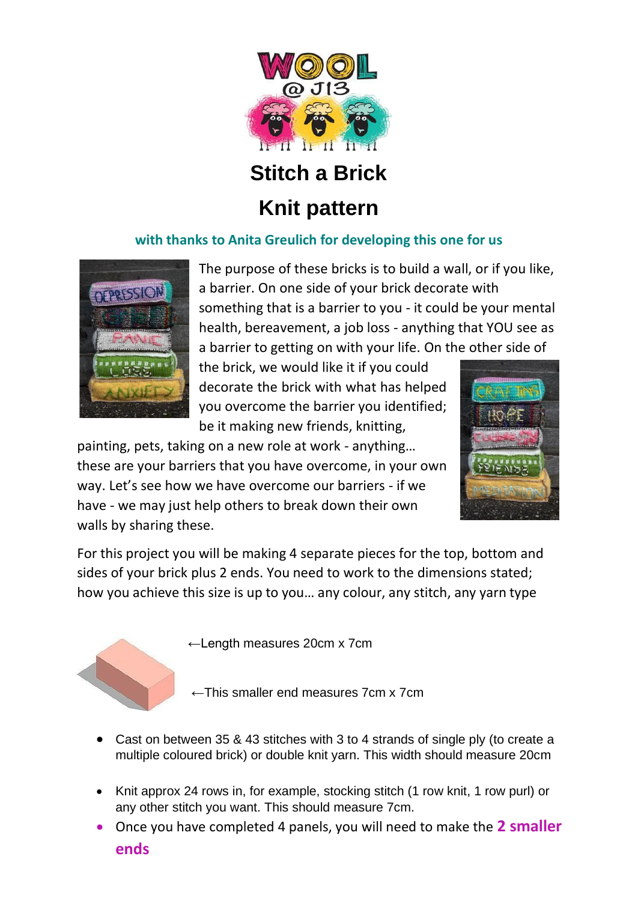# Stitch a Brick

## Knit pattern

**with thanks to Anita Greulich for developing this one for us**

The purpose of these bricks is to build a wall, or if you like, a barrier. On one side of your brick decorate with something that is a barrier to you - it could be your mental health, bereavement, a job loss - anything that YOU see as a barrier to getting on with your life. On the other side of the brick, we would like it if you could decorate the brick with what has helped you overcome the barrier you identified; be it making new friends, knitting, painting, pets, taking on a new role at work - anything… these are your barriers that you have overcome, in your own way. Let's see how we have overcome our barriers - if we have - we may just help others to break down their own walls by sharing these.

For this project you will be making 4 separate pieces for the top, bottom and sides of your brick plus 2 ends. You need to work to the dimensions stated; how you achieve this size is up to you… any colour, any stitch, any yarn type

←Length measures 20cm x 7cm

←This smaller end measures 7cm x 7cm

- Cast on between 35 & 43 stitches with 3 to 4 strands of single ply (to create a multiple coloured brick) or double knit yarn. This width should measure 20cm
- Knit approx 24 rows in, for example, stocking stitch (1 row knit, 1 row purl) or any other stitch you want. This should measure 7cm.
- Once you have completed 4 panels, you will need to make the **2 smaller ends**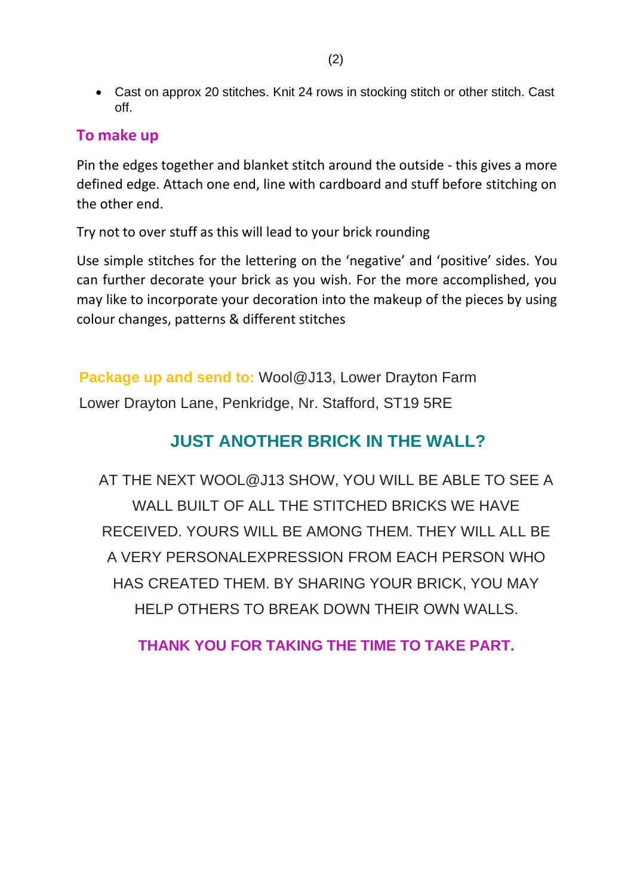- Cast on approx 20 stitches. Knit 24 rows in stocking stitch or other stitch. Cast off.

## To make up

Pin the edges together and blanket stitch around the outside - this gives a more defined edge. Attach one end, line with cardboard and stuff before stitching on the other end.

Try not to over stuff as this will lead to your brick rounding

Use simple stitches for the lettering on the 'negative' and 'positive' sides. You can further decorate your brick as you wish. For the more accomplished, you may like to incorporate your decoration into the makeup of the pieces by using colour changes, patterns & different stitches

**Package up and send to:** Wool@J13, Lower Drayton Farm
Lower Drayton Lane, Penkridge, Nr. Stafford, ST19 5RE

## JUST ANOTHER BRICK IN THE WALL?

AT THE NEXT WOOL@J13 SHOW, YOU WILL BE ABLE TO SEE A WALL BUILT OF ALL THE STITCHED BRICKS WE HAVE RECEIVED. YOURS WILL BE AMONG THEM. THEY WILL ALL BE A VERY PERSONALEXPRESSION FROM EACH PERSON WHO HAS CREATED THEM. BY SHARING YOUR BRICK, YOU MAY HELP OTHERS TO BREAK DOWN THEIR OWN WALLS.

**THANK YOU FOR TAKING THE TIME TO TAKE PART.**